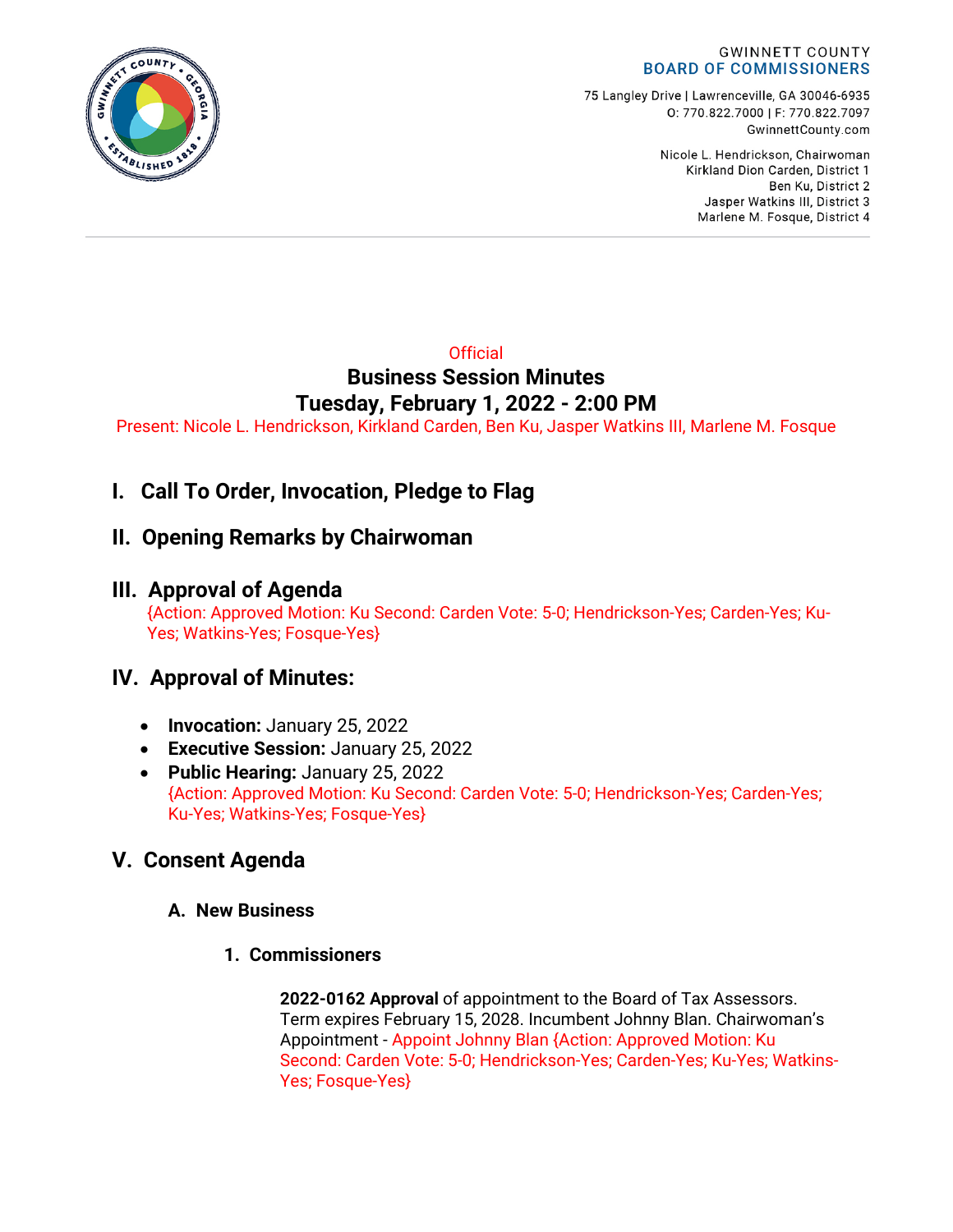GWINNETT COUNTY
**BOARD OF COMMISSIONERS**

75 Langley Drive | Lawrenceville, GA 30046-6935
O: 770.822.7000 | F: 770.822.7097
GwinnettCounty.com

Nicole L. Hendrickson, Chairwoman
Kirkland Dion Carden, District 1
Ben Ku, District 2
Jasper Watkins III, District 3
Marlene M. Fosque, District 4

Official

# Business Session Minutes

# Tuesday, February 1, 2022 - 2:00 PM

Present: Nicole L. Hendrickson, Kirkland Carden, Ben Ku, Jasper Watkins III, Marlene M. Fosque

## I. Call To Order, Invocation, Pledge to Flag

## II. Opening Remarks by Chairwoman

## III. Approval of Agenda

{Action: Approved Motion: Ku Second: Carden Vote: 5-0; Hendrickson-Yes; Carden-Yes; Ku-Yes; Watkins-Yes; Fosque-Yes}

## IV. Approval of Minutes:

- **Invocation:** January 25, 2022
- **Executive Session:** January 25, 2022
- **Public Hearing:** January 25, 2022
  {Action: Approved Motion: Ku Second: Carden Vote: 5-0; Hendrickson-Yes; Carden-Yes; Ku-Yes; Watkins-Yes; Fosque-Yes}

## V. Consent Agenda

### A. New Business

#### 1. Commissioners

**2022-0162 Approval** of appointment to the Board of Tax Assessors. Term expires February 15, 2028. Incumbent Johnny Blan. Chairwoman's Appointment - Appoint Johnny Blan {Action: Approved Motion: Ku Second: Carden Vote: 5-0; Hendrickson-Yes; Carden-Yes; Ku-Yes; Watkins-Yes; Fosque-Yes}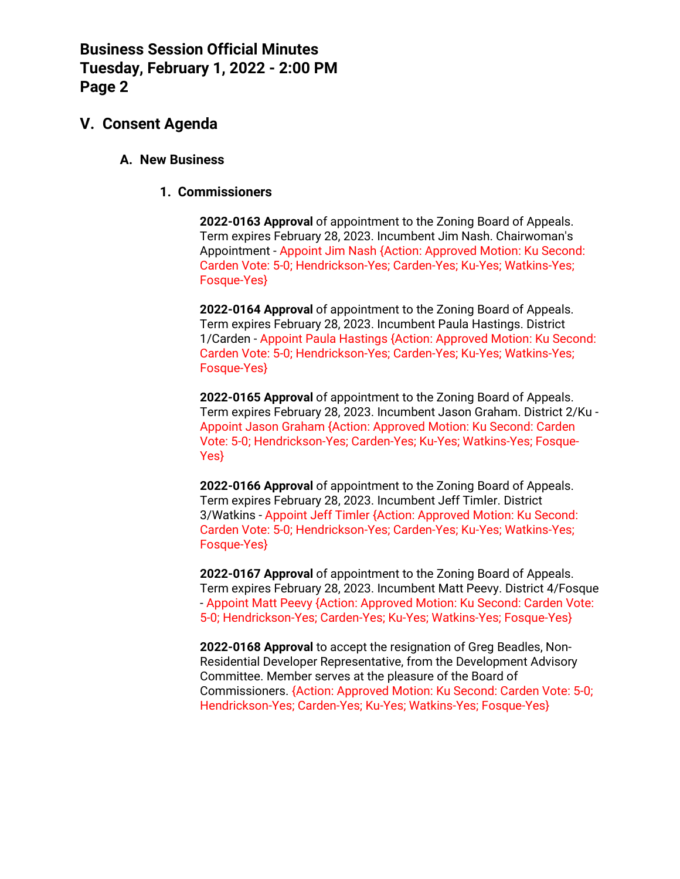## V. Consent Agenda

### A. New Business

#### 1. Commissioners

**2022-0163 Approval** of appointment to the Zoning Board of Appeals. Term expires February 28, 2023. Incumbent Jim Nash. Chairwoman's Appointment - Appoint Jim Nash {Action: Approved Motion: Ku Second: Carden Vote: 5-0; Hendrickson-Yes; Carden-Yes; Ku-Yes; Watkins-Yes; Fosque-Yes}

**2022-0164 Approval** of appointment to the Zoning Board of Appeals. Term expires February 28, 2023. Incumbent Paula Hastings. District 1/Carden - Appoint Paula Hastings {Action: Approved Motion: Ku Second: Carden Vote: 5-0; Hendrickson-Yes; Carden-Yes; Ku-Yes; Watkins-Yes; Fosque-Yes}

**2022-0165 Approval** of appointment to the Zoning Board of Appeals. Term expires February 28, 2023. Incumbent Jason Graham. District 2/Ku - Appoint Jason Graham {Action: Approved Motion: Ku Second: Carden Vote: 5-0; Hendrickson-Yes; Carden-Yes; Ku-Yes; Watkins-Yes; Fosque-Yes}

**2022-0166 Approval** of appointment to the Zoning Board of Appeals. Term expires February 28, 2023. Incumbent Jeff Timler. District 3/Watkins - Appoint Jeff Timler {Action: Approved Motion: Ku Second: Carden Vote: 5-0; Hendrickson-Yes; Carden-Yes; Ku-Yes; Watkins-Yes; Fosque-Yes}

**2022-0167 Approval** of appointment to the Zoning Board of Appeals. Term expires February 28, 2023. Incumbent Matt Peevy. District 4/Fosque - Appoint Matt Peevy {Action: Approved Motion: Ku Second: Carden Vote: 5-0; Hendrickson-Yes; Carden-Yes; Ku-Yes; Watkins-Yes; Fosque-Yes}

**2022-0168 Approval** to accept the resignation of Greg Beadles, Non-Residential Developer Representative, from the Development Advisory Committee. Member serves at the pleasure of the Board of Commissioners. {Action: Approved Motion: Ku Second: Carden Vote: 5-0; Hendrickson-Yes; Carden-Yes; Ku-Yes; Watkins-Yes; Fosque-Yes}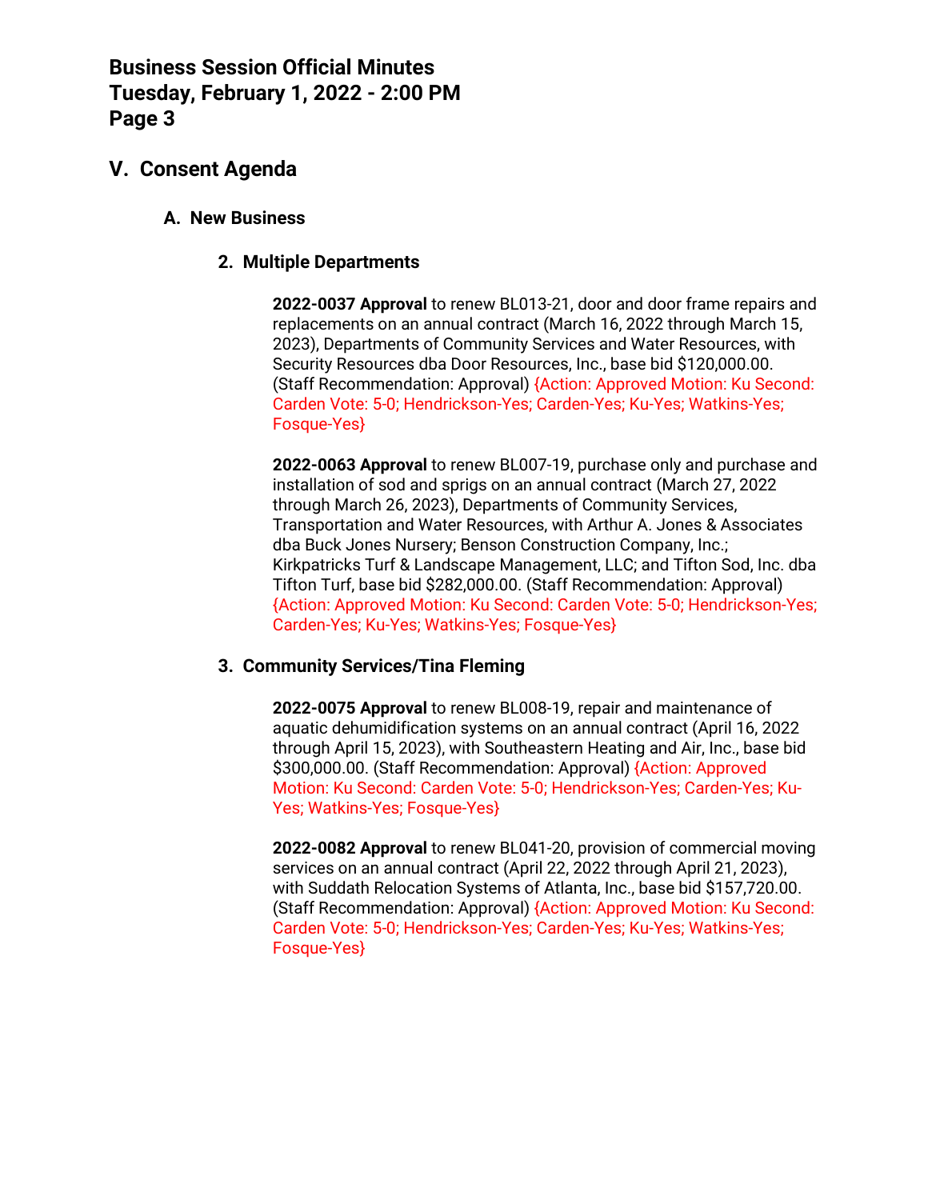## V. Consent Agenda

### A. New Business

#### 2. Multiple Departments

**2022-0037 Approval** to renew BL013-21, door and door frame repairs and replacements on an annual contract (March 16, 2022 through March 15, 2023), Departments of Community Services and Water Resources, with Security Resources dba Door Resources, Inc., base bid $120,000.00. (Staff Recommendation: Approval) {Action: Approved Motion: Ku Second: Carden Vote: 5-0; Hendrickson-Yes; Carden-Yes; Ku-Yes; Watkins-Yes; Fosque-Yes}

**2022-0063 Approval** to renew BL007-19, purchase only and purchase and installation of sod and sprigs on an annual contract (March 27, 2022 through March 26, 2023), Departments of Community Services, Transportation and Water Resources, with Arthur A. Jones & Associates dba Buck Jones Nursery; Benson Construction Company, Inc.; Kirkpatricks Turf & Landscape Management, LLC; and Tifton Sod, Inc. dba Tifton Turf, base bid $282,000.00. (Staff Recommendation: Approval) {Action: Approved Motion: Ku Second: Carden Vote: 5-0; Hendrickson-Yes; Carden-Yes; Ku-Yes; Watkins-Yes; Fosque-Yes}

#### 3. Community Services/Tina Fleming

**2022-0075 Approval** to renew BL008-19, repair and maintenance of aquatic dehumidification systems on an annual contract (April 16, 2022 through April 15, 2023), with Southeastern Heating and Air, Inc., base bid $300,000.00. (Staff Recommendation: Approval) {Action: Approved Motion: Ku Second: Carden Vote: 5-0; Hendrickson-Yes; Carden-Yes; Ku-Yes; Watkins-Yes; Fosque-Yes}

**2022-0082 Approval** to renew BL041-20, provision of commercial moving services on an annual contract (April 22, 2022 through April 21, 2023), with Suddath Relocation Systems of Atlanta, Inc., base bid $157,720.00. (Staff Recommendation: Approval) {Action: Approved Motion: Ku Second: Carden Vote: 5-0; Hendrickson-Yes; Carden-Yes; Ku-Yes; Watkins-Yes; Fosque-Yes}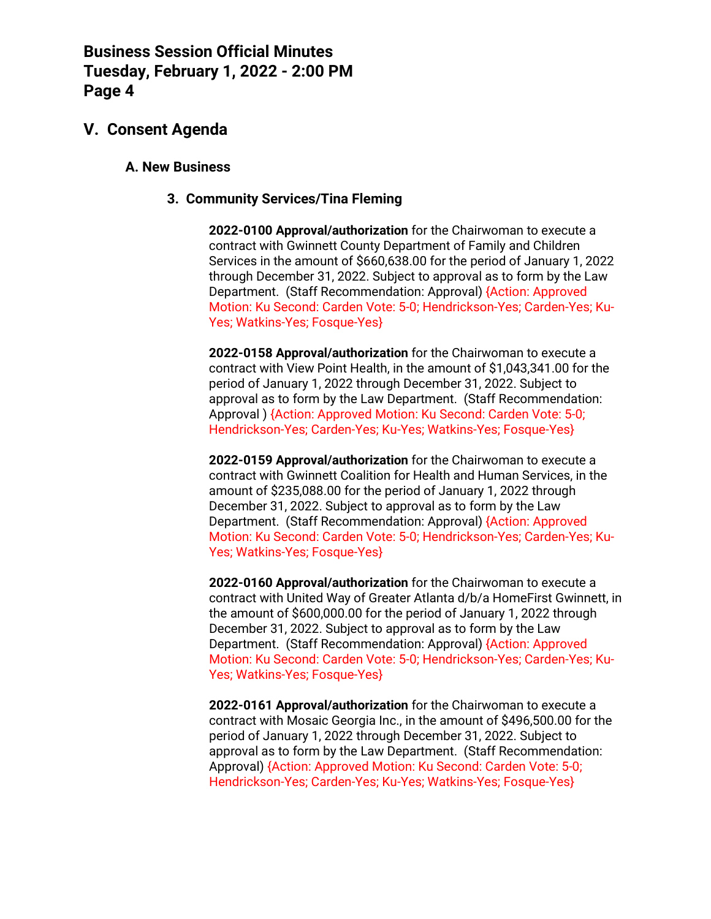## V. Consent Agenda

### A. New Business

#### 3. Community Services/Tina Fleming

**2022-0100 Approval/authorization** for the Chairwoman to execute a contract with Gwinnett County Department of Family and Children Services in the amount of $660,638.00 for the period of January 1, 2022 through December 31, 2022. Subject to approval as to form by the Law Department. (Staff Recommendation: Approval) {Action: Approved Motion: Ku Second: Carden Vote: 5-0; Hendrickson-Yes; Carden-Yes; Ku-Yes; Watkins-Yes; Fosque-Yes}

**2022-0158 Approval/authorization** for the Chairwoman to execute a contract with View Point Health, in the amount of $1,043,341.00 for the period of January 1, 2022 through December 31, 2022. Subject to approval as to form by the Law Department. (Staff Recommendation: Approval ) {Action: Approved Motion: Ku Second: Carden Vote: 5-0; Hendrickson-Yes; Carden-Yes; Ku-Yes; Watkins-Yes; Fosque-Yes}

**2022-0159 Approval/authorization** for the Chairwoman to execute a contract with Gwinnett Coalition for Health and Human Services, in the amount of $235,088.00 for the period of January 1, 2022 through December 31, 2022. Subject to approval as to form by the Law Department. (Staff Recommendation: Approval) {Action: Approved Motion: Ku Second: Carden Vote: 5-0; Hendrickson-Yes; Carden-Yes; Ku-Yes; Watkins-Yes; Fosque-Yes}

**2022-0160 Approval/authorization** for the Chairwoman to execute a contract with United Way of Greater Atlanta d/b/a HomeFirst Gwinnett, in the amount of $600,000.00 for the period of January 1, 2022 through December 31, 2022. Subject to approval as to form by the Law Department. (Staff Recommendation: Approval) {Action: Approved Motion: Ku Second: Carden Vote: 5-0; Hendrickson-Yes; Carden-Yes; Ku-Yes; Watkins-Yes; Fosque-Yes}

**2022-0161 Approval/authorization** for the Chairwoman to execute a contract with Mosaic Georgia Inc., in the amount of $496,500.00 for the period of January 1, 2022 through December 31, 2022. Subject to approval as to form by the Law Department. (Staff Recommendation: Approval) {Action: Approved Motion: Ku Second: Carden Vote: 5-0; Hendrickson-Yes; Carden-Yes; Ku-Yes; Watkins-Yes; Fosque-Yes}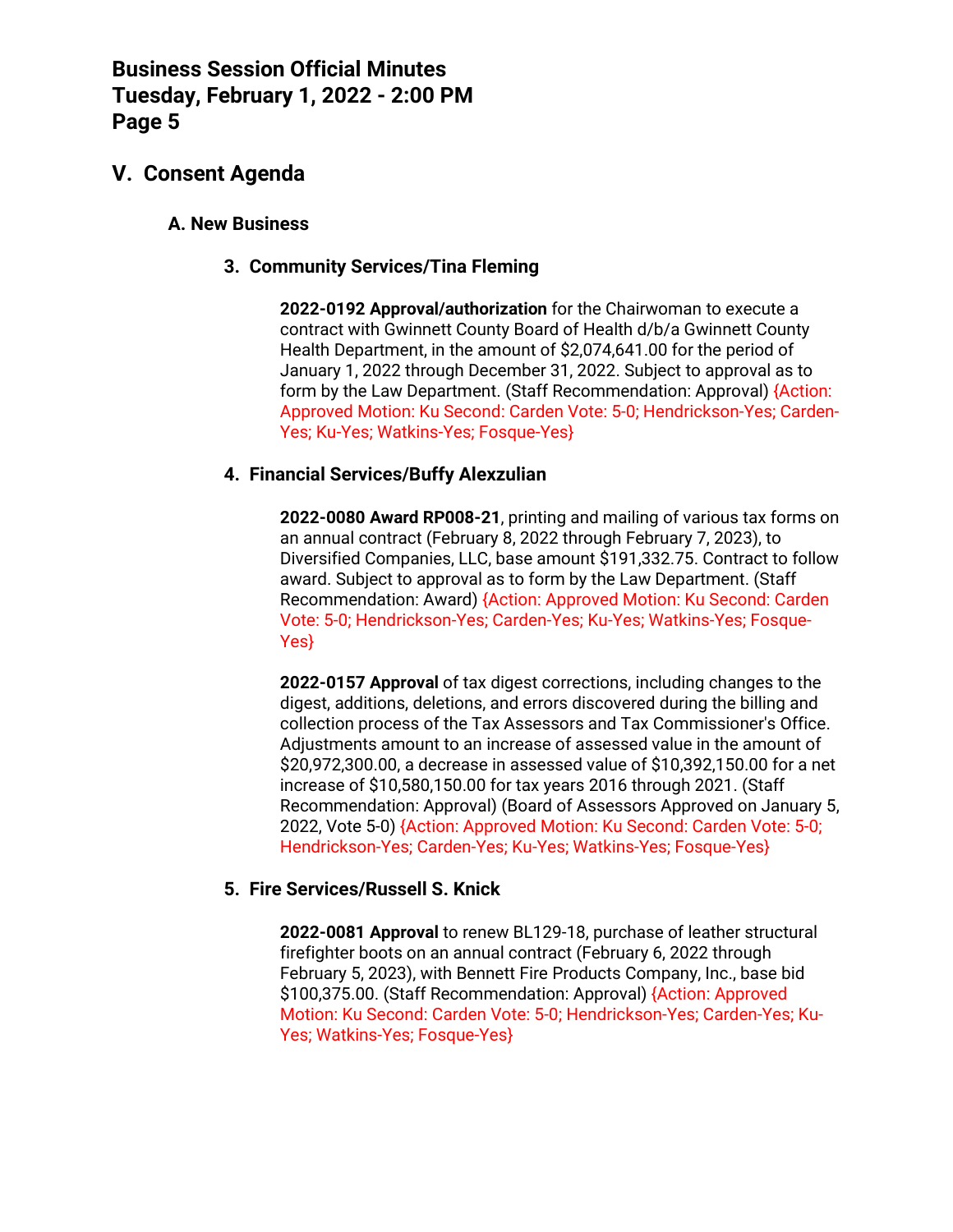## V. Consent Agenda

### A. New Business

#### 3. Community Services/Tina Fleming

**2022-0192 Approval/authorization** for the Chairwoman to execute a contract with Gwinnett County Board of Health d/b/a Gwinnett County Health Department, in the amount of $2,074,641.00 for the period of January 1, 2022 through December 31, 2022. Subject to approval as to form by the Law Department. (Staff Recommendation: Approval) {Action: Approved Motion: Ku Second: Carden Vote: 5-0; Hendrickson-Yes; Carden-Yes; Ku-Yes; Watkins-Yes; Fosque-Yes}

#### 4. Financial Services/Buffy Alexzulian

**2022-0080 Award RP008-21**, printing and mailing of various tax forms on an annual contract (February 8, 2022 through February 7, 2023), to Diversified Companies, LLC, base amount $191,332.75. Contract to follow award. Subject to approval as to form by the Law Department. (Staff Recommendation: Award) {Action: Approved Motion: Ku Second: Carden Vote: 5-0; Hendrickson-Yes; Carden-Yes; Ku-Yes; Watkins-Yes; Fosque-Yes}

**2022-0157 Approval** of tax digest corrections, including changes to the digest, additions, deletions, and errors discovered during the billing and collection process of the Tax Assessors and Tax Commissioner's Office. Adjustments amount to an increase of assessed value in the amount of $20,972,300.00, a decrease in assessed value of $10,392,150.00 for a net increase of $10,580,150.00 for tax years 2016 through 2021. (Staff Recommendation: Approval) (Board of Assessors Approved on January 5, 2022, Vote 5-0) {Action: Approved Motion: Ku Second: Carden Vote: 5-0; Hendrickson-Yes; Carden-Yes; Ku-Yes; Watkins-Yes; Fosque-Yes}

#### 5. Fire Services/Russell S. Knick

**2022-0081 Approval** to renew BL129-18, purchase of leather structural firefighter boots on an annual contract (February 6, 2022 through February 5, 2023), with Bennett Fire Products Company, Inc., base bid $100,375.00. (Staff Recommendation: Approval) {Action: Approved Motion: Ku Second: Carden Vote: 5-0; Hendrickson-Yes; Carden-Yes; Ku-Yes; Watkins-Yes; Fosque-Yes}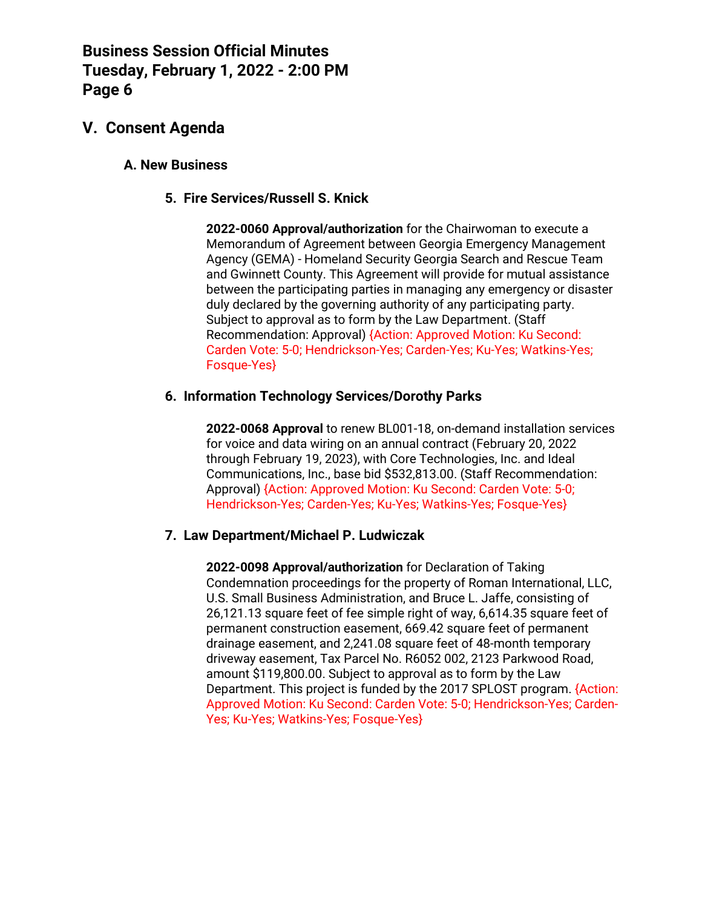## V. Consent Agenda

### A. New Business

#### 5. Fire Services/Russell S. Knick

**2022-0060 Approval/authorization** for the Chairwoman to execute a Memorandum of Agreement between Georgia Emergency Management Agency (GEMA) - Homeland Security Georgia Search and Rescue Team and Gwinnett County. This Agreement will provide for mutual assistance between the participating parties in managing any emergency or disaster duly declared by the governing authority of any participating party. Subject to approval as to form by the Law Department. (Staff Recommendation: Approval) {Action: Approved Motion: Ku Second: Carden Vote: 5-0; Hendrickson-Yes; Carden-Yes; Ku-Yes; Watkins-Yes; Fosque-Yes}

#### 6. Information Technology Services/Dorothy Parks

**2022-0068 Approval** to renew BL001-18, on-demand installation services for voice and data wiring on an annual contract (February 20, 2022 through February 19, 2023), with Core Technologies, Inc. and Ideal Communications, Inc., base bid $532,813.00. (Staff Recommendation: Approval) {Action: Approved Motion: Ku Second: Carden Vote: 5-0; Hendrickson-Yes; Carden-Yes; Ku-Yes; Watkins-Yes; Fosque-Yes}

#### 7. Law Department/Michael P. Ludwiczak

**2022-0098 Approval/authorization** for Declaration of Taking Condemnation proceedings for the property of Roman International, LLC, U.S. Small Business Administration, and Bruce L. Jaffe, consisting of 26,121.13 square feet of fee simple right of way, 6,614.35 square feet of permanent construction easement, 669.42 square feet of permanent drainage easement, and 2,241.08 square feet of 48-month temporary driveway easement, Tax Parcel No. R6052 002, 2123 Parkwood Road, amount $119,800.00. Subject to approval as to form by the Law Department. This project is funded by the 2017 SPLOST program. {Action: Approved Motion: Ku Second: Carden Vote: 5-0; Hendrickson-Yes; Carden-Yes; Ku-Yes; Watkins-Yes; Fosque-Yes}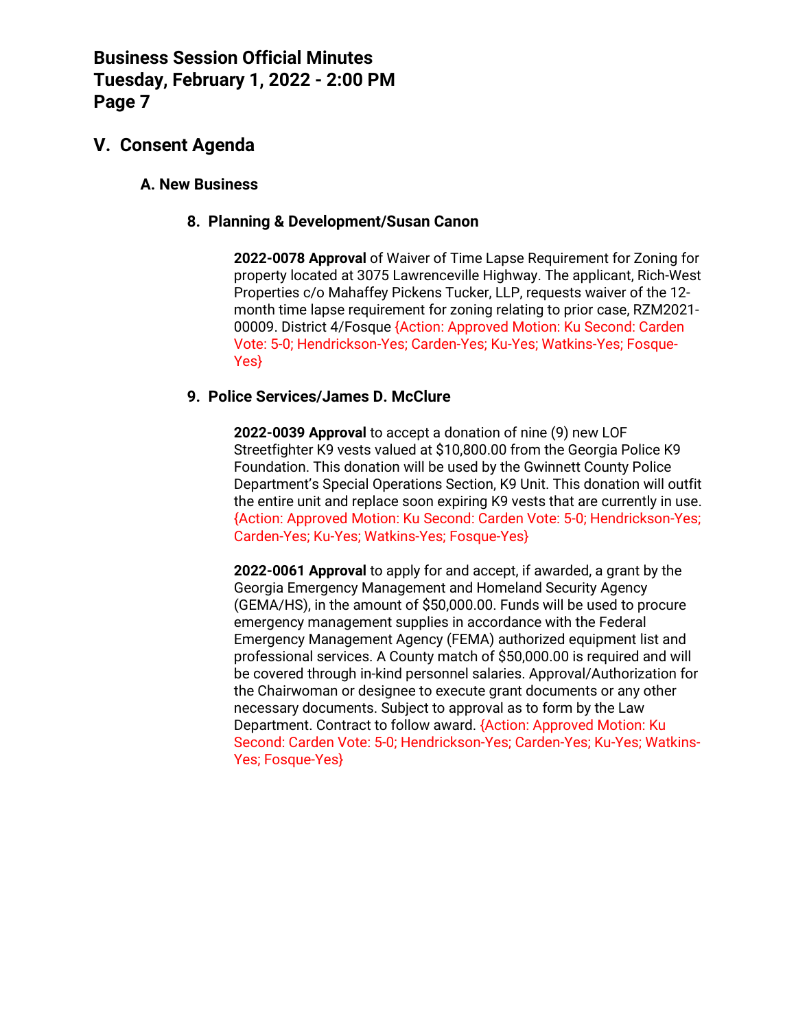## V. Consent Agenda

### A. New Business

#### 8. Planning & Development/Susan Canon

**2022-0078 Approval** of Waiver of Time Lapse Requirement for Zoning for property located at 3075 Lawrenceville Highway. The applicant, Rich-West Properties c/o Mahaffey Pickens Tucker, LLP, requests waiver of the 12-month time lapse requirement for zoning relating to prior case, RZM2021-00009. District 4/Fosque {Action: Approved Motion: Ku Second: Carden Vote: 5-0; Hendrickson-Yes; Carden-Yes; Ku-Yes; Watkins-Yes; Fosque-Yes}

#### 9. Police Services/James D. McClure

**2022-0039 Approval** to accept a donation of nine (9) new LOF Streetfighter K9 vests valued at $10,800.00 from the Georgia Police K9 Foundation. This donation will be used by the Gwinnett County Police Department's Special Operations Section, K9 Unit. This donation will outfit the entire unit and replace soon expiring K9 vests that are currently in use. {Action: Approved Motion: Ku Second: Carden Vote: 5-0; Hendrickson-Yes; Carden-Yes; Ku-Yes; Watkins-Yes; Fosque-Yes}

**2022-0061 Approval** to apply for and accept, if awarded, a grant by the Georgia Emergency Management and Homeland Security Agency (GEMA/HS), in the amount of $50,000.00. Funds will be used to procure emergency management supplies in accordance with the Federal Emergency Management Agency (FEMA) authorized equipment list and professional services. A County match of $50,000.00 is required and will be covered through in-kind personnel salaries. Approval/Authorization for the Chairwoman or designee to execute grant documents or any other necessary documents. Subject to approval as to form by the Law Department. Contract to follow award. {Action: Approved Motion: Ku Second: Carden Vote: 5-0; Hendrickson-Yes; Carden-Yes; Ku-Yes; Watkins-Yes; Fosque-Yes}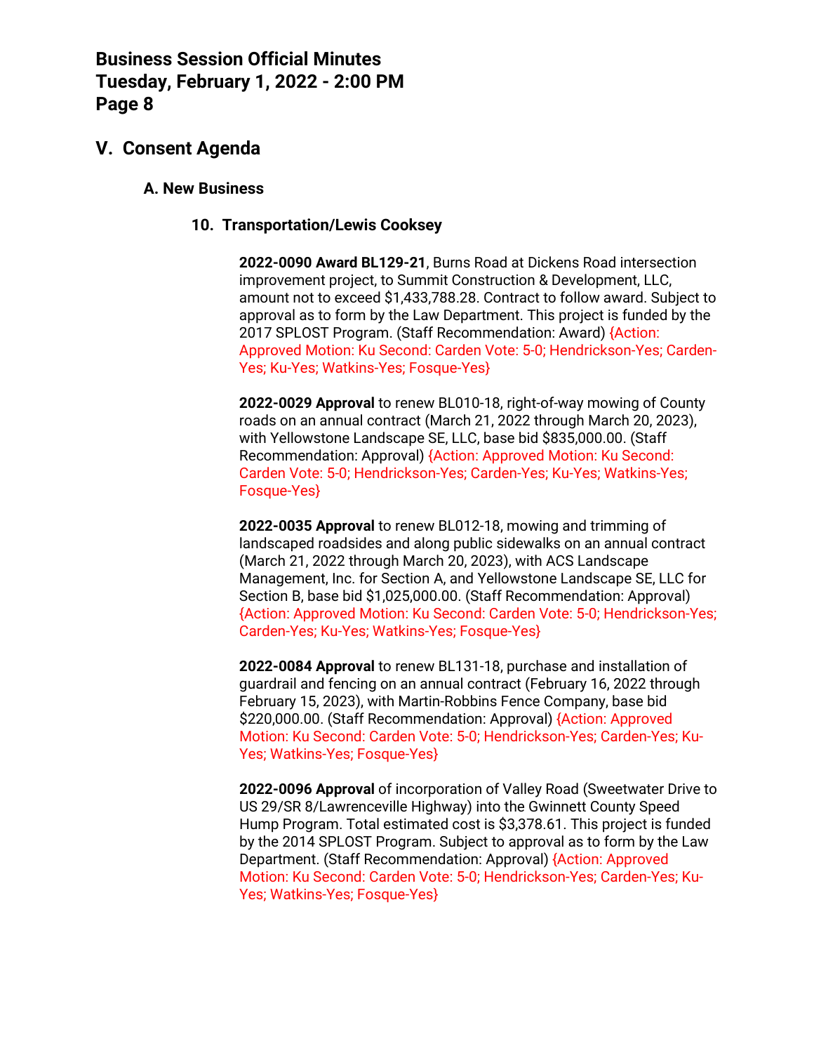## V. Consent Agenda

### A. New Business

#### 10. Transportation/Lewis Cooksey

**2022-0090 Award BL129-21**, Burns Road at Dickens Road intersection improvement project, to Summit Construction & Development, LLC, amount not to exceed $1,433,788.28. Contract to follow award. Subject to approval as to form by the Law Department. This project is funded by the 2017 SPLOST Program. (Staff Recommendation: Award) {Action: Approved Motion: Ku Second: Carden Vote: 5-0; Hendrickson-Yes; Carden-Yes; Ku-Yes; Watkins-Yes; Fosque-Yes}

**2022-0029 Approval** to renew BL010-18, right-of-way mowing of County roads on an annual contract (March 21, 2022 through March 20, 2023), with Yellowstone Landscape SE, LLC, base bid $835,000.00. (Staff Recommendation: Approval) {Action: Approved Motion: Ku Second: Carden Vote: 5-0; Hendrickson-Yes; Carden-Yes; Ku-Yes; Watkins-Yes; Fosque-Yes}

**2022-0035 Approval** to renew BL012-18, mowing and trimming of landscaped roadsides and along public sidewalks on an annual contract (March 21, 2022 through March 20, 2023), with ACS Landscape Management, Inc. for Section A, and Yellowstone Landscape SE, LLC for Section B, base bid $1,025,000.00. (Staff Recommendation: Approval) {Action: Approved Motion: Ku Second: Carden Vote: 5-0; Hendrickson-Yes; Carden-Yes; Ku-Yes; Watkins-Yes; Fosque-Yes}

**2022-0084 Approval** to renew BL131-18, purchase and installation of guardrail and fencing on an annual contract (February 16, 2022 through February 15, 2023), with Martin-Robbins Fence Company, base bid $220,000.00. (Staff Recommendation: Approval) {Action: Approved Motion: Ku Second: Carden Vote: 5-0; Hendrickson-Yes; Carden-Yes; Ku-Yes; Watkins-Yes; Fosque-Yes}

**2022-0096 Approval** of incorporation of Valley Road (Sweetwater Drive to US 29/SR 8/Lawrenceville Highway) into the Gwinnett County Speed Hump Program. Total estimated cost is $3,378.61. This project is funded by the 2014 SPLOST Program. Subject to approval as to form by the Law Department. (Staff Recommendation: Approval) {Action: Approved Motion: Ku Second: Carden Vote: 5-0; Hendrickson-Yes; Carden-Yes; Ku-Yes; Watkins-Yes; Fosque-Yes}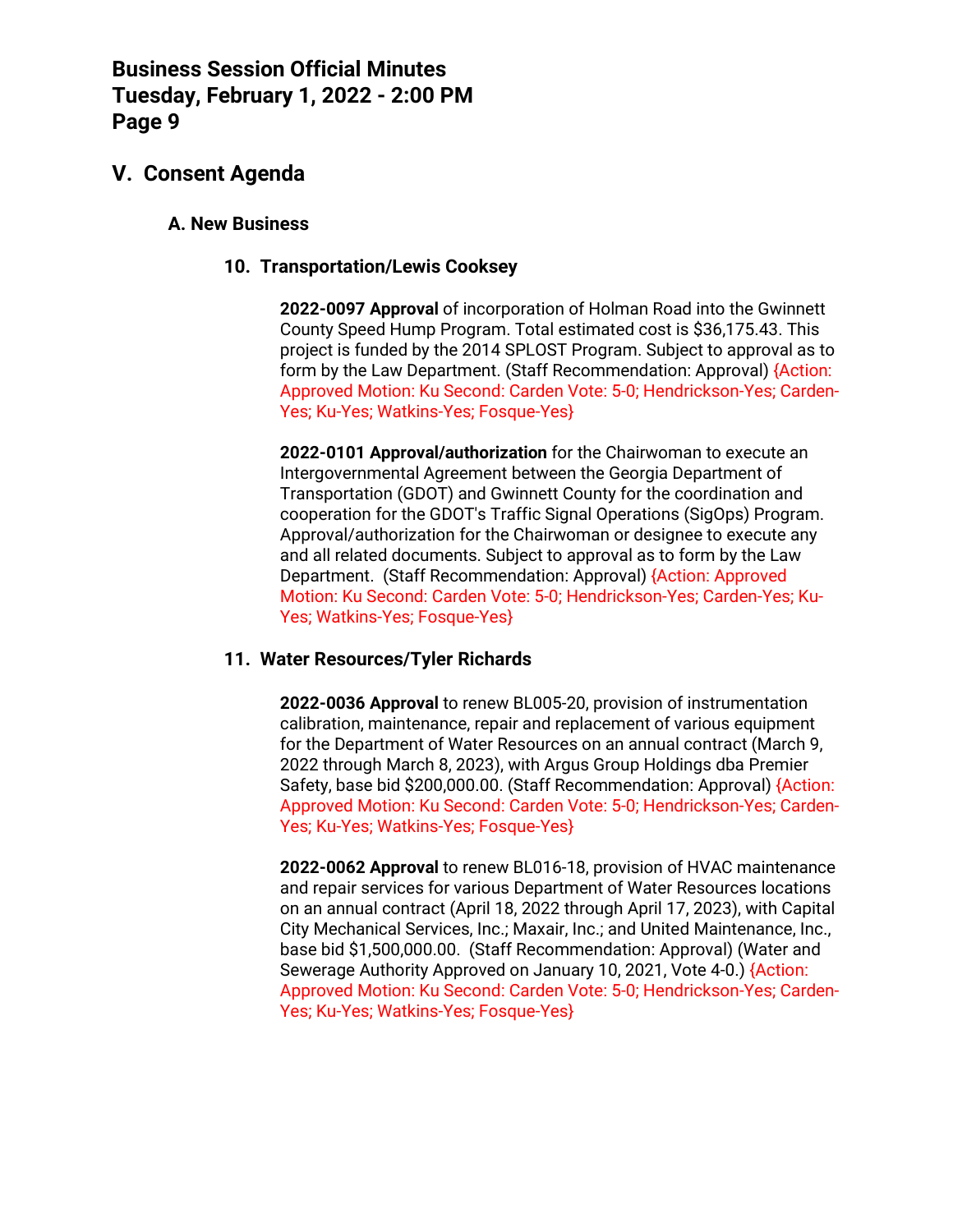## V. Consent Agenda

### A. New Business

#### 10. Transportation/Lewis Cooksey

**2022-0097 Approval** of incorporation of Holman Road into the Gwinnett County Speed Hump Program. Total estimated cost is $36,175.43. This project is funded by the 2014 SPLOST Program. Subject to approval as to form by the Law Department. (Staff Recommendation: Approval) {Action: Approved Motion: Ku Second: Carden Vote: 5-0; Hendrickson-Yes; Carden-Yes; Ku-Yes; Watkins-Yes; Fosque-Yes}

**2022-0101 Approval/authorization** for the Chairwoman to execute an Intergovernmental Agreement between the Georgia Department of Transportation (GDOT) and Gwinnett County for the coordination and cooperation for the GDOT's Traffic Signal Operations (SigOps) Program. Approval/authorization for the Chairwoman or designee to execute any and all related documents. Subject to approval as to form by the Law Department. (Staff Recommendation: Approval) {Action: Approved Motion: Ku Second: Carden Vote: 5-0; Hendrickson-Yes; Carden-Yes; Ku-Yes; Watkins-Yes; Fosque-Yes}

#### 11. Water Resources/Tyler Richards

**2022-0036 Approval** to renew BL005-20, provision of instrumentation calibration, maintenance, repair and replacement of various equipment for the Department of Water Resources on an annual contract (March 9, 2022 through March 8, 2023), with Argus Group Holdings dba Premier Safety, base bid $200,000.00. (Staff Recommendation: Approval) {Action: Approved Motion: Ku Second: Carden Vote: 5-0; Hendrickson-Yes; Carden-Yes; Ku-Yes; Watkins-Yes; Fosque-Yes}

**2022-0062 Approval** to renew BL016-18, provision of HVAC maintenance and repair services for various Department of Water Resources locations on an annual contract (April 18, 2022 through April 17, 2023), with Capital City Mechanical Services, Inc.; Maxair, Inc.; and United Maintenance, Inc., base bid $1,500,000.00. (Staff Recommendation: Approval) (Water and Sewerage Authority Approved on January 10, 2021, Vote 4-0.) {Action: Approved Motion: Ku Second: Carden Vote: 5-0; Hendrickson-Yes; Carden-Yes; Ku-Yes; Watkins-Yes; Fosque-Yes}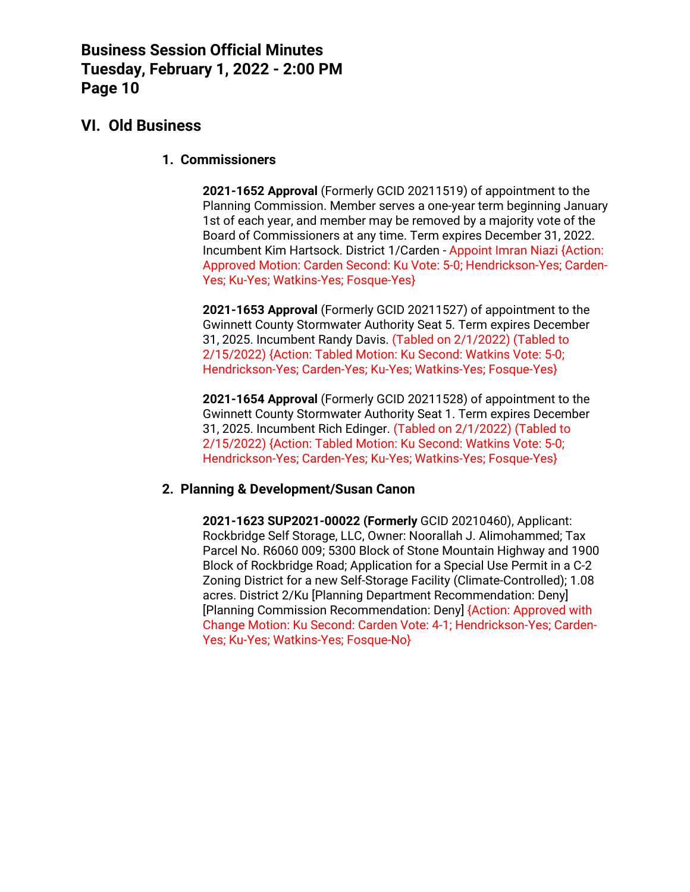## VI. Old Business

### 1. Commissioners

**2021-1652 Approval** (Formerly GCID 20211519) of appointment to the Planning Commission. Member serves a one-year term beginning January 1st of each year, and member may be removed by a majority vote of the Board of Commissioners at any time. Term expires December 31, 2022. Incumbent Kim Hartsock. District 1/Carden - Appoint Imran Niazi {Action: Approved Motion: Carden Second: Ku Vote: 5-0; Hendrickson-Yes; Carden-Yes; Ku-Yes; Watkins-Yes; Fosque-Yes}

**2021-1653 Approval** (Formerly GCID 20211527) of appointment to the Gwinnett County Stormwater Authority Seat 5. Term expires December 31, 2025. Incumbent Randy Davis. (Tabled on 2/1/2022) (Tabled to 2/15/2022) {Action: Tabled Motion: Ku Second: Watkins Vote: 5-0; Hendrickson-Yes; Carden-Yes; Ku-Yes; Watkins-Yes; Fosque-Yes}

**2021-1654 Approval** (Formerly GCID 20211528) of appointment to the Gwinnett County Stormwater Authority Seat 1. Term expires December 31, 2025. Incumbent Rich Edinger. (Tabled on 2/1/2022) (Tabled to 2/15/2022) {Action: Tabled Motion: Ku Second: Watkins Vote: 5-0; Hendrickson-Yes; Carden-Yes; Ku-Yes; Watkins-Yes; Fosque-Yes}

### 2. Planning & Development/Susan Canon

**2021-1623 SUP2021-00022 (Formerly** GCID 20210460), Applicant: Rockbridge Self Storage, LLC, Owner: Noorallah J. Alimohammed; Tax Parcel No. R6060 009; 5300 Block of Stone Mountain Highway and 1900 Block of Rockbridge Road; Application for a Special Use Permit in a C-2 Zoning District for a new Self-Storage Facility (Climate-Controlled); 1.08 acres. District 2/Ku [Planning Department Recommendation: Deny] [Planning Commission Recommendation: Deny] {Action: Approved with Change Motion: Ku Second: Carden Vote: 4-1; Hendrickson-Yes; Carden-Yes; Ku-Yes; Watkins-Yes; Fosque-No}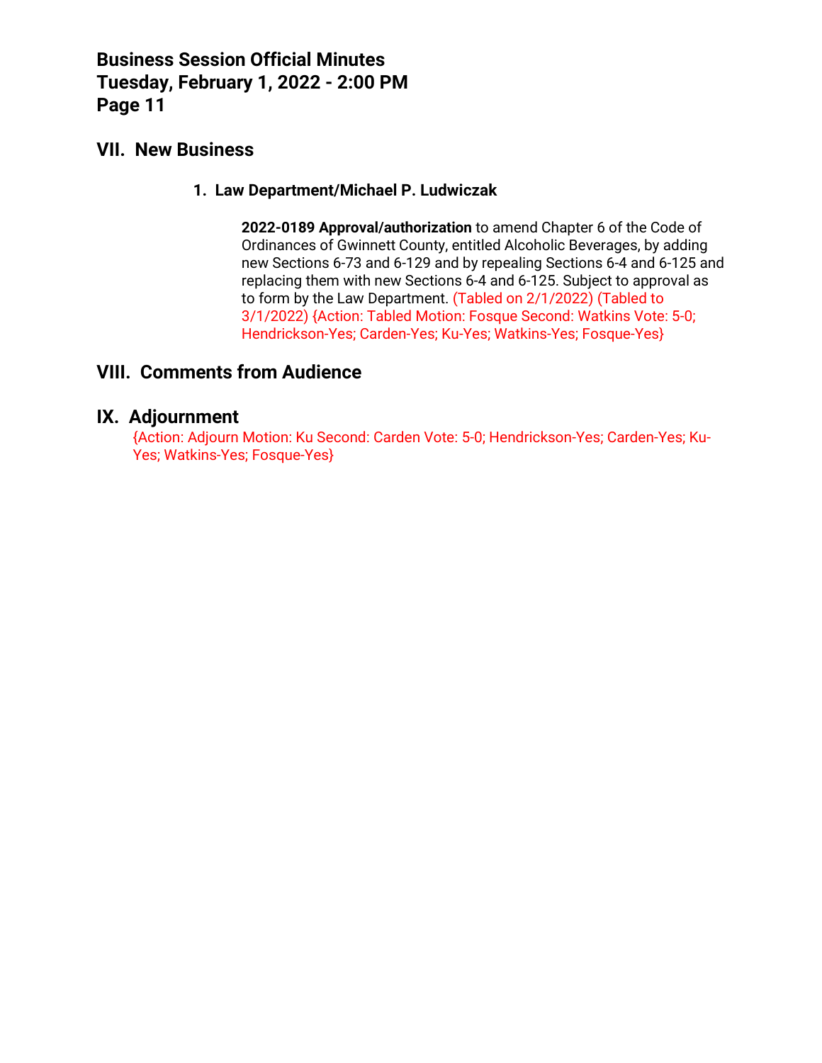## VII. New Business

### 1. Law Department/Michael P. Ludwiczak

**2022-0189 Approval/authorization** to amend Chapter 6 of the Code of Ordinances of Gwinnett County, entitled Alcoholic Beverages, by adding new Sections 6-73 and 6-129 and by repealing Sections 6-4 and 6-125 and replacing them with new Sections 6-4 and 6-125. Subject to approval as to form by the Law Department. (Tabled on 2/1/2022) (Tabled to 3/1/2022) {Action: Tabled Motion: Fosque Second: Watkins Vote: 5-0; Hendrickson-Yes; Carden-Yes; Ku-Yes; Watkins-Yes; Fosque-Yes}

## VIII. Comments from Audience

## IX. Adjournment

{Action: Adjourn Motion: Ku Second: Carden Vote: 5-0; Hendrickson-Yes; Carden-Yes; Ku-Yes; Watkins-Yes; Fosque-Yes}